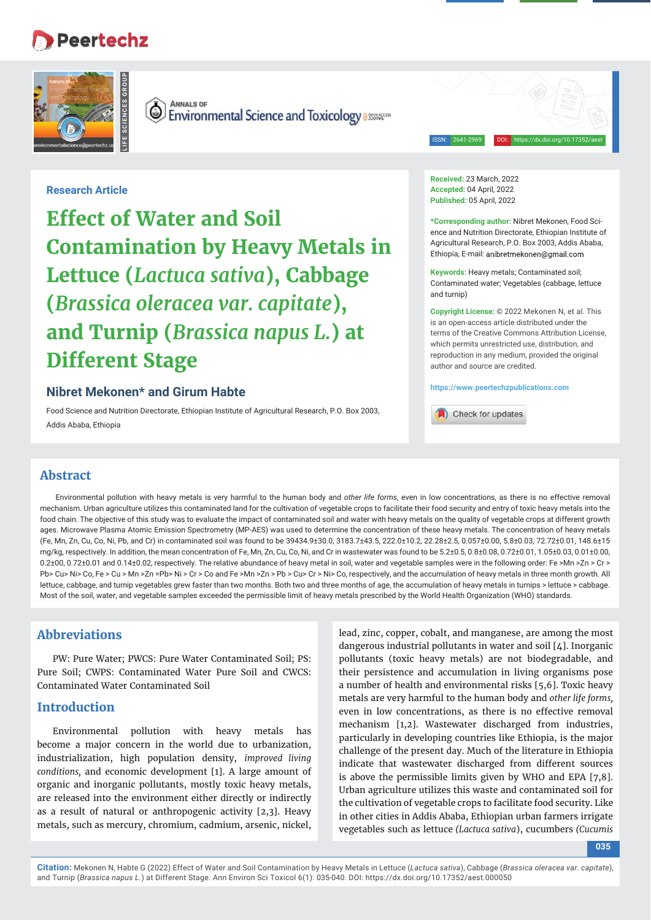Research Article

# Effect of Water and Soil Contamination by Heavy Metals in Lettuce (*Lactuca sativa*), Cabbage (*Brassica oleracea var. capitate*), and Turnip (*Brassica napus L.*) at Different Stage

**Nibret Mekonen* and Girum Habte**

Food Science and Nutrition Directorate, Ethiopian Institute of Agricultural Research, P.O. Box 2003, Addis Ababa, Ethiopia

**Received:** 23 March, 2022
**Accepted:** 04 April, 2022
**Published:** 05 April, 2022

***Corresponding author:** Nibret Mekonen, Food Science and Nutrition Directorate, Ethiopian Institute of Agricultural Research, P.O. Box 2003, Addis Ababa, Ethiopia, E-mail: anibretmekonen@gmail.com

**Keywords:** Heavy metals; Contaminated soil; Contaminated water; Vegetables (cabbage, lettuce and turnip)

**Copyright License:** © 2022 Mekonen N, et al. This is an open-access article distributed under the terms of the Creative Commons Attribution License, which permits unrestricted use, distribution, and reproduction in any medium, provided the original author and source are credited.

https://www.peertechzpublications.com

## Abstract

Environmental pollution with heavy metals is very harmful to the human body and *other life forms,* even in low concentrations, as there is no effective removal mechanism. Urban agriculture utilizes this contaminated land for the cultivation of vegetable crops to facilitate their food security and entry of toxic heavy metals into the food chain. The objective of this study was to evaluate the impact of contaminated soil and water with heavy metals on the quality of vegetable crops at different growth ages. Microwave Plasma Atomic Emission Spectrometry (MP-AES) was used to determine the concentration of these heavy metals. The concentration of heavy metals (Fe, Mn, Zn, Cu, Co, Ni, Pb, and Cr) in contaminated soil was found to be 39434.9±30.0, 3183.7±43.5, 222.0±10.2, 22.28±2.5, 0.057±0.00, 5.8±0.03, 72.72±0.01, 148.6±15 mg/kg, respectively. In addition, the mean concentration of Fe, Mn, Zn, Cu, Co, Ni, and Cr in wastewater was found to be 5.2±0.5, 0.8±0.08, 0.72±0.01, 1.05±0.03, 0.01±0.00, 0.2±00, 0.72±0.01 and 0.14±0.02, respectively. The relative abundance of heavy metal in soil, water and vegetable samples were in the following order: Fe >Mn >Zn > Cr > Pb> Cu> Ni> Co, Fe > Cu > Mn >Zn =Pb> Ni > Cr > Co and Fe >Mn >Zn > Pb > Cu> Cr > Ni> Co, respectively, and the accumulation of heavy metals in three month growth. All lettuce, cabbage, and turnip vegetables grew faster than two months. Both two and three months of age, the accumulation of heavy metals in turnips > lettuce > cabbage. Most of the soil, water, and vegetable samples exceeded the permissible limit of heavy metals prescribed by the World Health Organization (WHO) standards.

## Abbreviations

PW: Pure Water; PWCS: Pure Water Contaminated Soil; PS: Pure Soil; CWPS: Contaminated Water Pure Soil and CWCS: Contaminated Water Contaminated Soil

## Introduction

Environmental pollution with heavy metals has become a major concern in the world due to urbanization, industrialization, high population density, *improved living conditions,* and economic development [1]. A large amount of organic and inorganic pollutants, mostly toxic heavy metals, are released into the environment either directly or indirectly as a result of natural or anthropogenic activity [2,3]. Heavy metals, such as mercury, chromium, cadmium, arsenic, nickel, lead, zinc, copper, cobalt, and manganese, are among the most dangerous industrial pollutants in water and soil [4]. Inorganic pollutants (toxic heavy metals) are not biodegradable, and their persistence and accumulation in living organisms pose a number of health and environmental risks [5,6]. Toxic heavy metals are very harmful to the human body and *other life forms,* even in low concentrations, as there is no effective removal mechanism [1,2]. Wastewater discharged from industries, particularly in developing countries like Ethiopia, is the major challenge of the present day. Much of the literature in Ethiopia indicate that wastewater discharged from different sources is above the permissible limits given by WHO and EPA [7,8]. Urban agriculture utilizes this waste and contaminated soil for the cultivation of vegetable crops to facilitate food security. Like in other cities in Addis Ababa, Ethiopian urban farmers irrigate vegetables such as lettuce *(Lactuca sativa*), cucumbers *(Cucumis*

**Citation:** Mekonen N, Habte G (2022) Effect of Water and Soil Contamination by Heavy Metals in Lettuce (*Lactuca sativa*), Cabbage (*Brassica oleracea var. capitate*), and Turnip (*Brassica napus L.*) at Different Stage. Ann Environ Sci Toxicol 6(1): 035-040. DOI: https://dx.doi.org/10.17352/aest.000050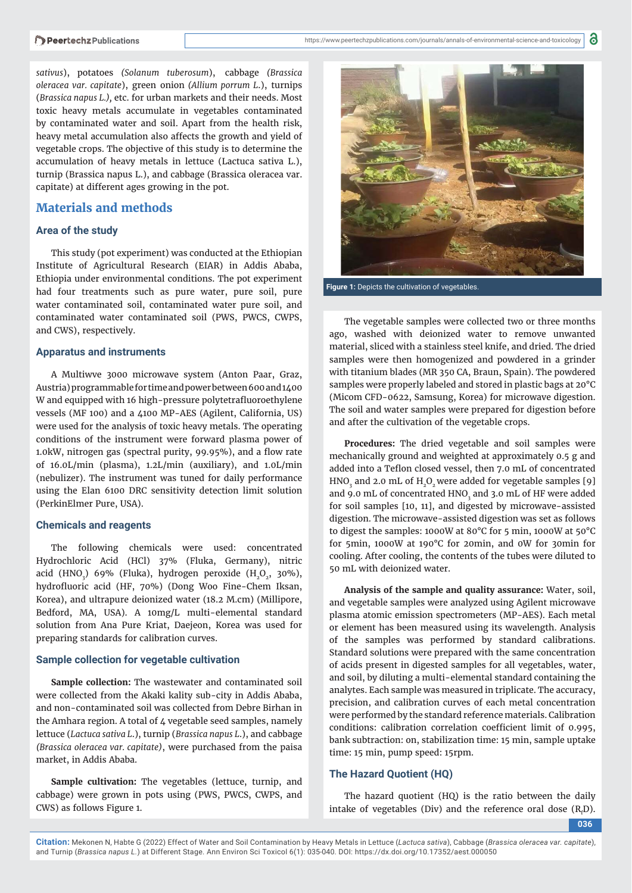*sativus*), potatoes *(Solanum tuberosum*), cabbage *(Brassica oleracea var. capitate*), green onion *(Allium porrum L.*), turnips (*Brassica napus L.),* etc. for urban markets and their needs. Most toxic heavy metals accumulate in vegetables contaminated by contaminated water and soil. Apart from the health risk, heavy metal accumulation also affects the growth and yield of vegetable crops. The objective of this study is to determine the accumulation of heavy metals in lettuce (Lactuca sativa L.), turnip (Brassica napus L.), and cabbage (Brassica oleracea var. capitate) at different ages growing in the pot.

## Materials and methods

### Area of the study

This study (pot experiment) was conducted at the Ethiopian Institute of Agricultural Research (EIAR) in Addis Ababa, Ethiopia under environmental conditions. The pot experiment had four treatments such as pure water, pure soil, pure water contaminated soil, contaminated water pure soil, and contaminated water contaminated soil (PWS, PWCS, CWPS, and CWS), respectively.

### Apparatus and instruments

A Multiwve 3000 microwave system (Anton Paar, Graz, Austria) programmable for time and power between 600 and 1400 W and equipped with 16 high-pressure polytetrafluoroethylene vessels (MF 100) and a 4100 MP-AES (Agilent, California, US) were used for the analysis of toxic heavy metals. The operating conditions of the instrument were forward plasma power of 1.0kW, nitrogen gas (spectral purity, 99.95%), and a flow rate of 16.0L/min (plasma), 1.2L/min (auxiliary), and 1.0L/min (nebulizer). The instrument was tuned for daily performance using the Elan 6100 DRC sensitivity detection limit solution (PerkinElmer Pure, USA).

### Chemicals and reagents

The following chemicals were used: concentrated Hydrochloric Acid (HCl) 37% (Fluka, Germany), nitric acid ($HNO_3$) 69% (Fluka), hydrogen peroxide ($H_2O_2$, 30%), hydrofluoric acid (HF, 70%) (Dong Woo Fine-Chem Iksan, Korea), and ultrapure deionized water (18.2 M.cm) (Millipore, Bedford, MA, USA). A 10mg/L multi-elemental standard solution from Ana Pure Kriat, Daejeon, Korea was used for preparing standards for calibration curves.

### Sample collection for vegetable cultivation

**Sample collection:** The wastewater and contaminated soil were collected from the Akaki kality sub-city in Addis Ababa, and non-contaminated soil was collected from Debre Birhan in the Amhara region. A total of 4 vegetable seed samples, namely lettuce (*Lactuca sativa L.*), turnip (*Brassica napus L.*), and cabbage *(Brassica oleracea var. capitate)*, were purchased from the paisa market, in Addis Ababa.

**Sample cultivation:** The vegetables (lettuce, turnip, and cabbage) were grown in pots using (PWS, PWCS, CWPS, and CWS) as follows Figure 1.

**Figure 1:** Depicts the cultivation of vegetables.

The vegetable samples were collected two or three months ago, washed with deionized water to remove unwanted material, sliced with a stainless steel knife, and dried. The dried samples were then homogenized and powdered in a grinder with titanium blades (MR 350 CA, Braun, Spain). The powdered samples were properly labeled and stored in plastic bags at 20°C (Micom CFD-0622, Samsung, Korea) for microwave digestion. The soil and water samples were prepared for digestion before and after the cultivation of the vegetable crops.

**Procedures:** The dried vegetable and soil samples were mechanically ground and weighted at approximately 0.5 g and added into a Teflon closed vessel, then 7.0 mL of concentrated $HNO_3$ and 2.0 mL of $H_2O_2$ were added for vegetable samples [9] and 9.0 mL of concentrated $HNO_3$ and 3.0 mL of HF were added for soil samples [10, 11], and digested by microwave-assisted digestion. The microwave-assisted digestion was set as follows to digest the samples: 1000W at 80°C for 5 min, 1000W at 50°C for 5min, 1000W at 190°C for 20min, and 0W for 30min for cooling. After cooling, the contents of the tubes were diluted to 50 mL with deionized water.

**Analysis of the sample and quality assurance:** Water, soil, and vegetable samples were analyzed using Agilent microwave plasma atomic emission spectrometers (MP-AES). Each metal or element has been measured using its wavelength. Analysis of the samples was performed by standard calibrations. Standard solutions were prepared with the same concentration of acids present in digested samples for all vegetables, water, and soil, by diluting a multi-elemental standard containing the analytes. Each sample was measured in triplicate. The accuracy, precision, and calibration curves of each metal concentration were performed by the standard reference materials. Calibration conditions: calibration correlation coefficient limit of 0.995, bank subtraction: on, stabilization time: 15 min, sample uptake time: 15 min, pump speed: 15rpm.

### The Hazard Quotient (HQ)

The hazard quotient (HQ) is the ratio between the daily intake of vegetables (Div) and the reference oral dose ($R_fD$).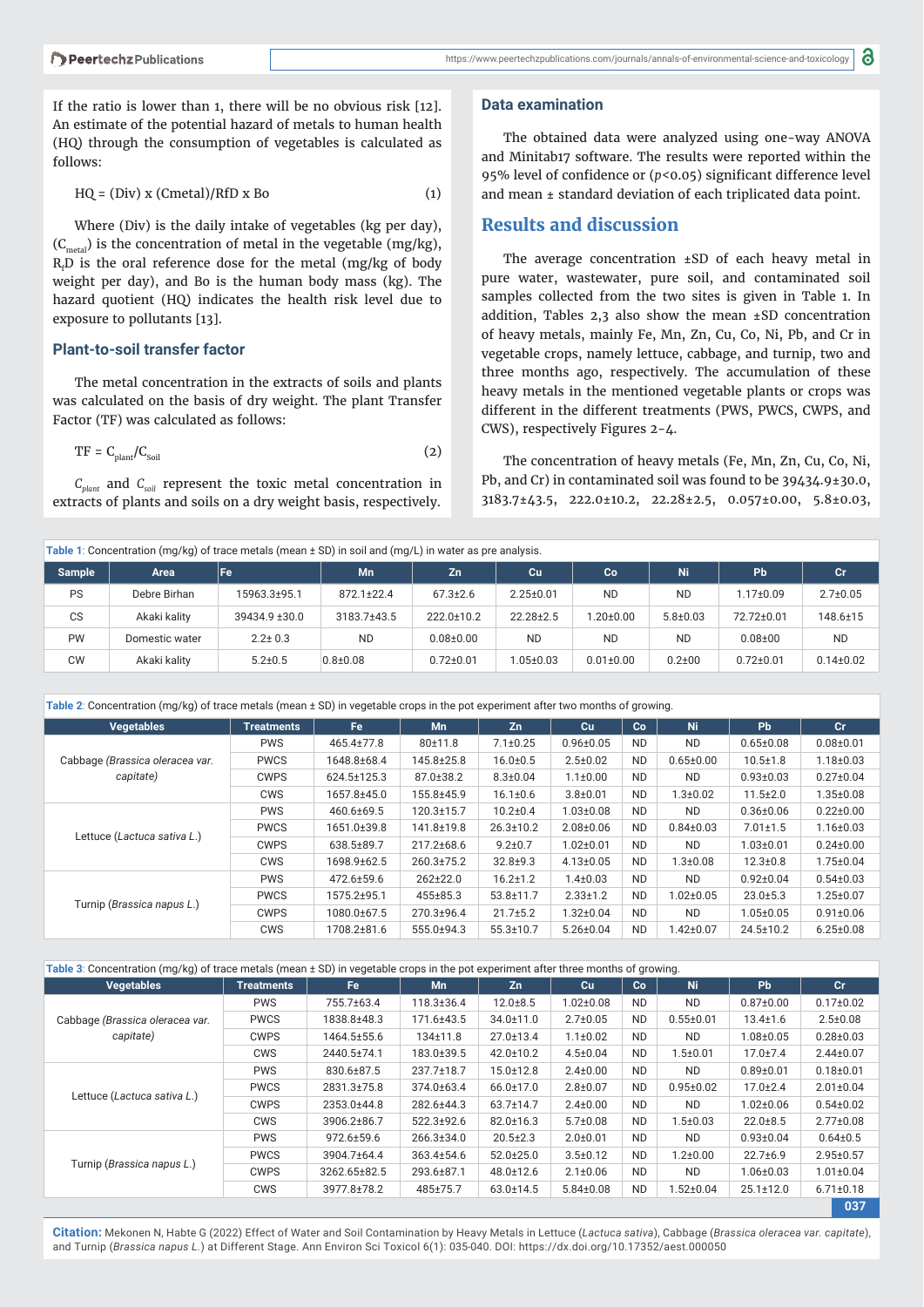If the ratio is lower than 1, there will be no obvious risk [12]. An estimate of the potential hazard of metals to human health (HQ) through the consumption of vegetables is calculated as follows:

$$HQ = (Div) \times (Cmetal)/RfD \times Bo \quad (1)$$

Where (Div) is the daily intake of vegetables (kg per day), ($C_{metal}$) is the concentration of metal in the vegetable (mg/kg), $R_fD$ is the oral reference dose for the metal (mg/kg of body weight per day), and Bo is the human body mass (kg). The hazard quotient (HQ) indicates the health risk level due to exposure to pollutants [13].

### Plant-to-soil transfer factor

The metal concentration in the extracts of soils and plants was calculated on the basis of dry weight. The plant Transfer Factor (TF) was calculated as follows:

$$TF = C_{plant}/C_{Soil} \quad (2)$$

$C_{plant}$ and $C_{soil}$ represent the toxic metal concentration in extracts of plants and soils on a dry weight basis, respectively.

### Data examination

The obtained data were analyzed using one-way ANOVA and Minitab17 software. The results were reported within the 95% level of confidence or ($p<0.05$) significant difference level and mean ± standard deviation of each triplicated data point.

## Results and discussion

The average concentration ±SD of each heavy metal in pure water, wastewater, pure soil, and contaminated soil samples collected from the two sites is given in Table 1. In addition, Tables 2,3 also show the mean ±SD concentration of heavy metals, mainly Fe, Mn, Zn, Cu, Co, Ni, Pb, and Cr in vegetable crops, namely lettuce, cabbage, and turnip, two and three months ago, respectively. The accumulation of these heavy metals in the mentioned vegetable plants or crops was different in the different treatments (PWS, PWCS, CWPS, and CWS), respectively Figures 2-4.

The concentration of heavy metals (Fe, Mn, Zn, Cu, Co, Ni, Pb, and Cr) in contaminated soil was found to be 39434.9±30.0, 3183.7±43.5, 222.0±10.2, 22.28±2.5, 0.057±0.00, 5.8±0.03,

**Table 1**: Concentration (mg/kg) of trace metals (mean ± SD) in soil and (mg/L) in water as pre analysis.

| Sample | Area | Fe | Mn | Zn | Cu | Co | Ni | Pb | Cr |
|---|---|---|---|---|---|---|---|---|---|
| PS | Debre Birhan | 15963.3±95.1 | 872.1±22.4 | 67.3±2.6 | 2.25±0.01 | ND | ND | 1.17±0.09 | 2.7±0.05 |
| CS | Akaki kality | 39434.9 ±30.0 | 3183.7±43.5 | 222.0±10.2 | 22.28±2.5 | 1.20±0.00 | 5.8±0.03 | 72.72±0.01 | 148.6±15 |
| PW | Domestic water | 2.2± 0.3 | ND | 0.08±0.00 | ND | ND | ND | 0.08±00 | ND |
| CW | Akaki kality | 5.2±0.5 | 0.8±0.08 | 0.72±0.01 | 1.05±0.03 | 0.01±0.00 | 0.2±00 | 0.72±0.01 | 0.14±0.02 |

**Table 2**: Concentration (mg/kg) of trace metals (mean ± SD) in vegetable crops in the pot experiment after two months of growing.

| Vegetables | Treatments | Fe | Mn | Zn | Cu | Co | Ni | Pb | Cr |
|---|---|---|---|---|---|---|---|---|---|
| Cabbage (*Brassica oleracea var. capitate*) | PWS | 465.4±77.8 | 80±11.8 | 7.1±0.25 | 0.96±0.05 | ND | ND | 0.65±0.08 | 0.08±0.01 |
| | PWCS | 1648.8±68.4 | 145.8±25.8 | 16.0±0.5 | 2.5±0.02 | ND | 0.65±0.00 | 10.5±1.8 | 1.18±0.03 |
| | CWPS | 624.5±125.3 | 87.0±38.2 | 8.3±0.04 | 1.1±0.00 | ND | ND | 0.93±0.03 | 0.27±0.04 |
| | CWS | 1657.8±45.0 | 155.8±45.9 | 16.1±0.6 | 3.8±0.01 | ND | 1.3±0.02 | 11.5±2.0 | 1.35±0.08 |
| Lettuce (*Lactuca sativa L.*) | PWS | 460.6±69.5 | 120.3±15.7 | 10.2±0.4 | 1.03±0.08 | ND | ND | 0.36±0.06 | 0.22±0.00 |
| | PWCS | 1651.0±39.8 | 141.8±19.8 | 26.3±10.2 | 2.08±0.06 | ND | 0.84±0.03 | 7.01±1.5 | 1.16±0.03 |
| | CWPS | 638.5±89.7 | 217.2±68.6 | 9.2±0.7 | 1.02±0.01 | ND | ND | 1.03±0.01 | 0.24±0.00 |
| | CWS | 1698.9±62.5 | 260.3±75.2 | 32.8±9.3 | 4.13±0.05 | ND | 1.3±0.08 | 12.3±0.8 | 1.75±0.04 |
| Turnip (*Brassica napus L.*) | PWS | 472.6±59.6 | 262±22.0 | 16.2±1.2 | 1.4±0.03 | ND | ND | 0.92±0.04 | 0.54±0.03 |
| | PWCS | 1575.2±95.1 | 455±85.3 | 53.8±11.7 | 2.33±1.2 | ND | 1.02±0.05 | 23.0±5.3 | 1.25±0.07 |
| | CWPS | 1080.0±67.5 | 270.3±96.4 | 21.7±5.2 | 1.32±0.04 | ND | ND | 1.05±0.05 | 0.91±0.06 |
| | CWS | 1708.2±81.6 | 555.0±94.3 | 55.3±10.7 | 5.26±0.04 | ND | 1.42±0.07 | 24.5±10.2 | 6.25±0.08 |

**Table 3**: Concentration (mg/kg) of trace metals (mean ± SD) in vegetable crops in the pot experiment after three months of growing.

| Vegetables | Treatments | Fe | Mn | Zn | Cu | Co | Ni | Pb | Cr |
|---|---|---|---|---|---|---|---|---|---|
| Cabbage (*Brassica oleracea var. capitate*) | PWS | 755.7±63.4 | 118.3±36.4 | 12.0±8.5 | 1.02±0.08 | ND | ND | 0.87±0.00 | 0.17±0.02 |
| | PWCS | 1838.8±48.3 | 171.6±43.5 | 34.0±11.0 | 2.7±0.05 | ND | 0.55±0.01 | 13.4±1.6 | 2.5±0.08 |
| | CWPS | 1464.5±55.6 | 134±11.8 | 27.0±13.4 | 1.1±0.02 | ND | ND | 1.08±0.05 | 0.28±0.03 |
| | CWS | 2440.5±74.1 | 183.0±39.5 | 42.0±10.2 | 4.5±0.04 | ND | 1.5±0.01 | 17.0±7.4 | 2.44±0.07 |
| Lettuce (*Lactuca sativa L.*) | PWS | 830.6±87.5 | 237.7±18.7 | 15.0±12.8 | 2.4±0.00 | ND | ND | 0.89±0.01 | 0.18±0.01 |
| | PWCS | 2831.3±75.8 | 374.0±63.4 | 66.0±17.0 | 2.8±0.07 | ND | 0.95±0.02 | 17.0±2.4 | 2.01±0.04 |
| | CWPS | 2353.0±44.8 | 282.6±44.6 | 63.7±14.7 | 2.4±0.00 | ND | ND | 1.02±0.06 | 0.54±0.02 |
| | CWS | 3906.2±86.7 | 522.3±92.6 | 82.0±16.3 | 5.7±0.08 | ND | 1.5±0.03 | 22.0±8.5 | 2.77±0.08 |
| Turnip (*Brassica napus L.*) | PWS | 972.6±59.6 | 266.3±34.0 | 20.5±2.3 | 2.0±0.01 | ND | ND | 0.93±0.04 | 0.64±0.5 |
| | PWCS | 3904.7±64.4 | 363.4±54.6 | 52.0±25.0 | 3.5±0.12 | ND | 1.2±0.00 | 22.7±6.9 | 2.95±0.57 |
| | CWPS | 3262.65±82.5 | 293.6±87.1 | 48.0±12.6 | 2.1±0.06 | ND | ND | 1.06±0.03 | 1.01±0.04 |
| | CWS | 3977.8±78.2 | 485±75.7 | 63.0±14.5 | 5.84±0.08 | ND | 1.52±0.04 | 25.1±12.0 | 6.71±0.18 |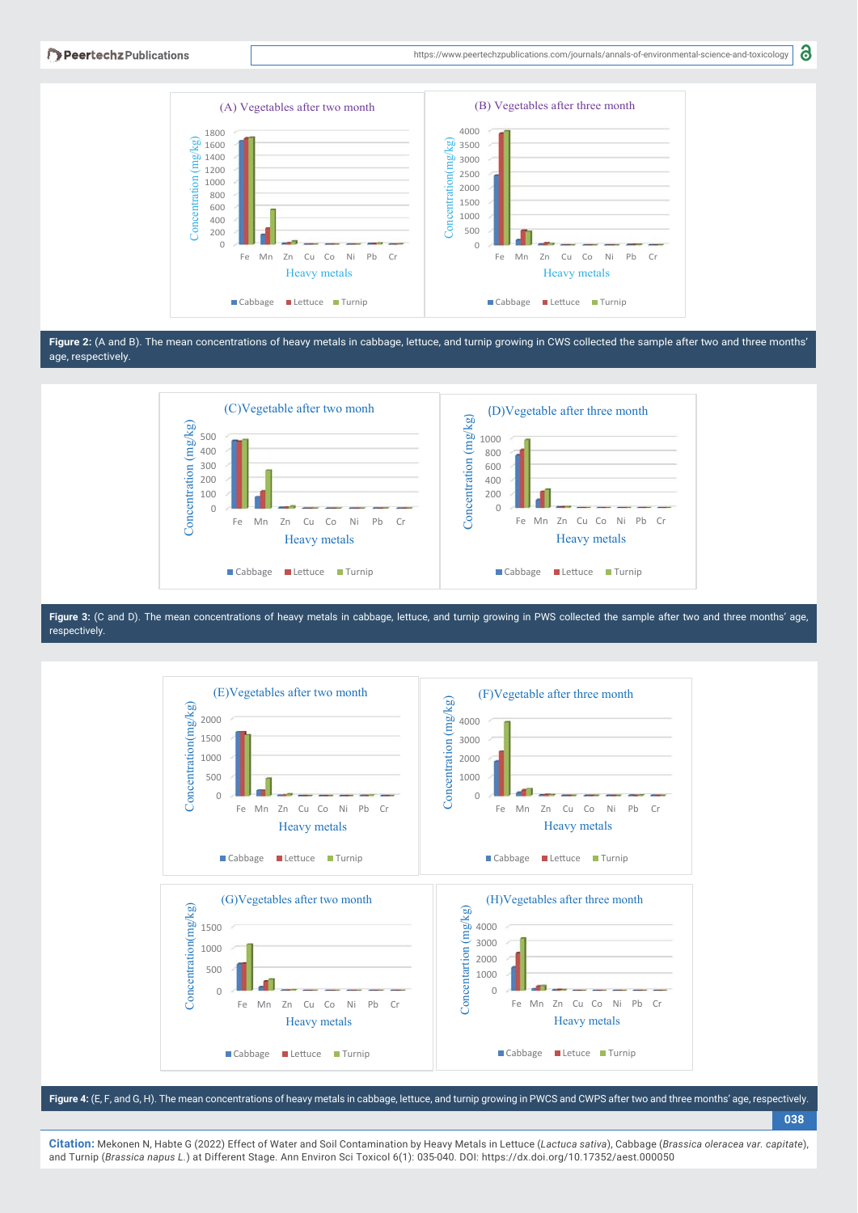Figure 2: (A and B). The mean concentrations of heavy metals in cabbage, lettuce, and turnip growing in CWS collected the sample after two and three months' age, respectively.

Figure 3: (C and D). The mean concentrations of heavy metals in cabbage, lettuce, and turnip growing in PWS collected the sample after two and three months' age, respectively.

Figure 4: (E, F, and G, H). The mean concentrations of heavy metals in cabbage, lettuce, and turnip growing in PWCS and CWPS after two and three months' age, respectively.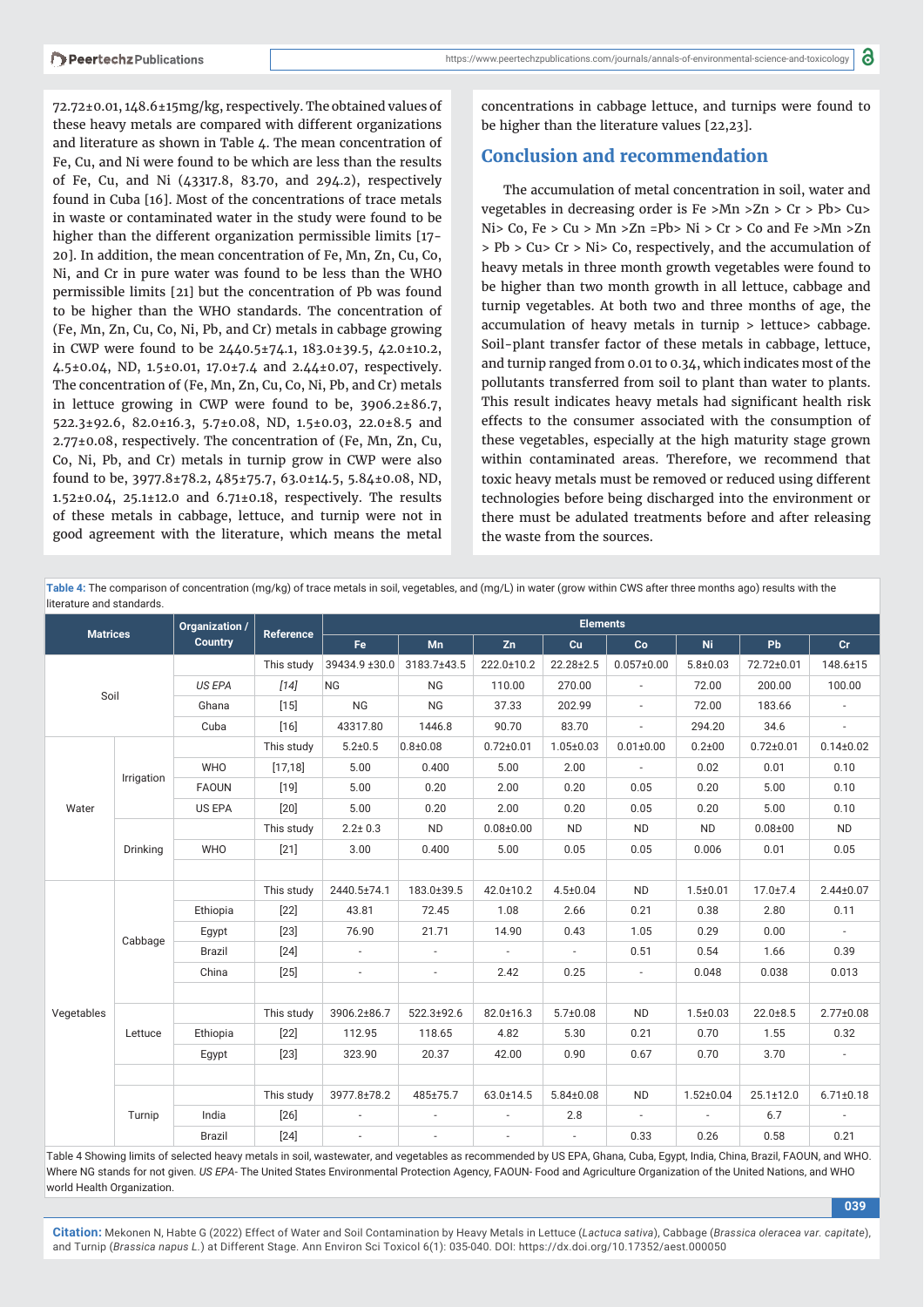72.72±0.01, 148.6±15mg/kg, respectively. The obtained values of these heavy metals are compared with different organizations and literature as shown in Table 4. The mean concentration of Fe, Cu, and Ni were found to be which are less than the results of Fe, Cu, and Ni (43317.8, 83.70, and 294.2), respectively found in Cuba [16]. Most of the concentrations of trace metals in waste or contaminated water in the study were found to be higher than the different organization permissible limits [17-20]. In addition, the mean concentration of Fe, Mn, Zn, Cu, Co, Ni, and Cr in pure water was found to be less than the WHO permissible limits [21] but the concentration of Pb was found to be higher than the WHO standards. The concentration of (Fe, Mn, Zn, Cu, Co, Ni, Pb, and Cr) metals in cabbage growing in CWP were found to be 2440.5±74.1, 183.0±39.5, 42.0±10.2, 4.5±0.04, ND, 1.5±0.01, 17.0±7.4 and 2.44±0.07, respectively. The concentration of (Fe, Mn, Zn, Cu, Co, Ni, Pb, and Cr) metals in lettuce growing in CWP were found to be, 3906.2±86.7, 522.3±92.6, 82.0±16.3, 5.7±0.08, ND, 1.5±0.03, 22.0±8.5 and 2.77±0.08, respectively. The concentration of (Fe, Mn, Zn, Cu, Co, Ni, Pb, and Cr) metals in turnip grow in CWP were also found to be, 3977.8±78.2, 485±75.7, 63.0±14.5, 5.84±0.08, ND, 1.52±0.04, 25.1±12.0 and 6.71±0.18, respectively. The results of these metals in cabbage, lettuce, and turnip were not in good agreement with the literature, which means the metal concentrations in cabbage lettuce, and turnips were found to be higher than the literature values [22,23].

## Conclusion and recommendation

The accumulation of metal concentration in soil, water and vegetables in decreasing order is Fe >Mn >Zn > Cr > Pb> Cu> Ni> Co, Fe > Cu > Mn >Zn =Pb> Ni > Cr > Co and Fe >Mn >Zn > Pb > Cu> Cr > Ni> Co, respectively, and the accumulation of heavy metals in three month growth vegetables were found to be higher than two month growth in all lettuce, cabbage and turnip vegetables. At both two and three months of age, the accumulation of heavy metals in turnip > lettuce> cabbage. Soil-plant transfer factor of these metals in cabbage, lettuce, and turnip ranged from 0.01 to 0.34, which indicates most of the pollutants transferred from soil to plant than water to plants. This result indicates heavy metals had significant health risk effects to the consumer associated with the consumption of these vegetables, especially at the high maturity stage grown within contaminated areas. Therefore, we recommend that toxic heavy metals must be removed or reduced using different technologies before being discharged into the environment or there must be adulated treatments before and after releasing the waste from the sources.

**Table 4:** The comparison of concentration (mg/kg) of trace metals in soil, vegetables, and (mg/L) in water (grow within CWS after three months ago) results with the literature and standards.

| Matrices | | Organization / Country | Reference | Fe | Mn | Zn | Cu | Co | Ni | Pb | Cr |
|---|---|---|---|---|---|---|---|---|---|---|---|
| Soil | | | This study | 39434.9 ±30.0 | 3183.7±43.5 | 222.0±10.2 | 22.28±2.5 | 0.057±0.00 | 5.8±0.03 | 72.72±0.01 | 148.6±15 |
| | | *US EPA* | *[14]* | NG | NG | 110.00 | 270.00 | - | 72.00 | 200.00 | 100.00 |
| | | Ghana | [15] | NG | NG | 37.33 | 202.99 | - | 72.00 | 183.66 | - |
| | | Cuba | [16] | 43317.80 | 1446.8 | 90.70 | 83.70 | - | 294.20 | 34.6 | - |
| Water | Irrigation | | This study | 5.2±0.5 | 0.8±0.08 | 0.72±0.01 | 1.05±0.03 | 0.01±0.00 | 0.2±00 | 0.72±0.01 | 0.14±0.02 |
| | | WHO | [17,18] | 5.00 | 0.400 | 5.00 | 2.00 | - | 0.02 | 0.01 | 0.10 |
| | | FAOUN | [19] | 5.00 | 0.20 | 2.00 | 0.20 | 0.05 | 0.20 | 5.00 | 0.10 |
| | | US EPA | [20] | 5.00 | 0.20 | 2.00 | 0.20 | 0.05 | 0.20 | 5.00 | 0.10 |
| | Drinking | | This study | 2.2± 0.3 | ND | 0.08±0.00 | ND | ND | ND | 0.08±00 | ND |
| | | WHO | [21] | 3.00 | 0.400 | 5.00 | 0.05 | 0.05 | 0.006 | 0.01 | 0.05 |
| Vegetables | Cabbage | | This study | 2440.5±74.1 | 183.0±39.5 | 42.0±10.2 | 4.5±0.04 | ND | 1.5±0.01 | 17.0±7.4 | 2.44±0.07 |
| | | Ethiopia | [22] | 43.81 | 72.45 | 1.08 | 2.66 | 0.21 | 0.38 | 2.80 | 0.11 |
| | | Egypt | [23] | 76.90 | 21.71 | 14.90 | 0.43 | 1.05 | 0.29 | 0.00 | - |
| | | Brazil | [24] | - | - | - | - | 0.51 | 0.54 | 1.66 | 0.39 |
| | | China | [25] | - | - | 2.42 | 0.25 | - | 0.048 | 0.038 | 0.013 |
| | Lettuce | | This study | 3906.2±86.7 | 522.3±92.6 | 82.0±16.3 | 5.7±0.08 | ND | 1.5±0.03 | 22.0±8.5 | 2.77±0.08 |
| | | Ethiopia | [22] | 112.95 | 118.65 | 4.82 | 5.30 | 0.21 | 0.70 | 1.55 | 0.32 |
| | | Egypt | [23] | 323.90 | 20.37 | 42.00 | 0.90 | 0.67 | 0.70 | 3.70 | - |
| | Turnip | | This study | 3977.8±78.2 | 485±75.7 | 63.0±14.5 | 5.84±0.08 | ND | 1.52±0.04 | 25.1±12.0 | 6.71±0.18 |
| | | India | [26] | - | - | - | 2.8 | - | - | 6.7 | - |
| | | Brazil | [24] | - | - | - | - | 0.33 | 0.26 | 0.58 | 0.21 |

Table 4 Showing limits of selected heavy metals in soil, wastewater, and vegetables as recommended by US EPA, Ghana, Cuba, Egypt, India, China, Brazil, FAOUN, and WHO. Where NG stands for not given. *US EPA*- The United States Environmental Protection Agency, FAOUN- Food and Agriculture Organization of the United Nations, and WHO world Health Organization.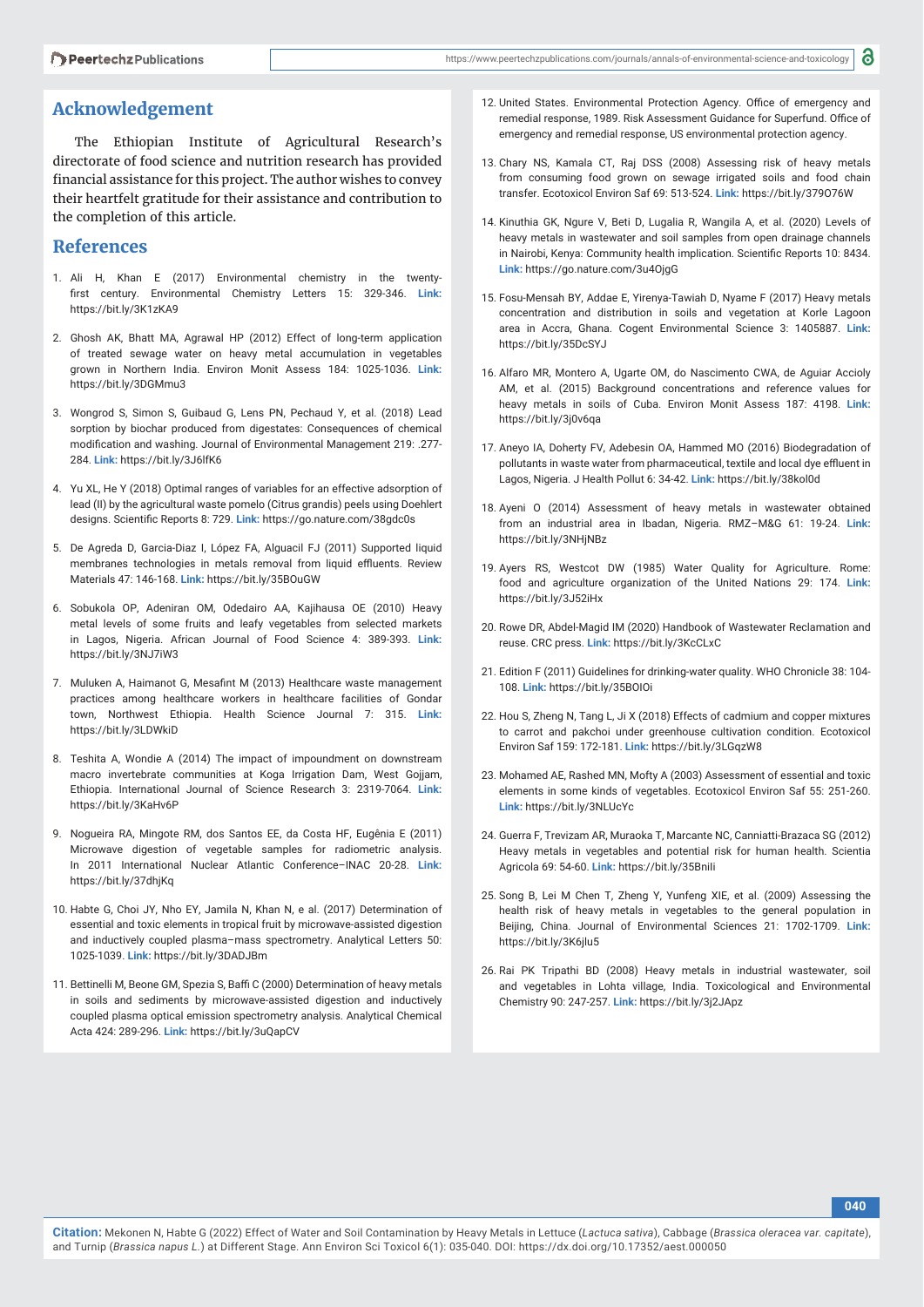## Acknowledgement

The Ethiopian Institute of Agricultural Research's directorate of food science and nutrition research has provided financial assistance for this project. The author wishes to convey their heartfelt gratitude for their assistance and contribution to the completion of this article.

## References

1. Ali H, Khan E (2017) Environmental chemistry in the twenty-first century. Environmental Chemistry Letters 15: 329-346. **Link:** https://bit.ly/3K1zKA9
2. Ghosh AK, Bhatt MA, Agrawal HP (2012) Effect of long-term application of treated sewage water on heavy metal accumulation in vegetables grown in Northern India. Environ Monit Assess 184: 1025-1036. **Link:** https://bit.ly/3DGMmu3
3. Wongrod S, Simon S, Guibaud G, Lens PN, Pechaud Y, et al. (2018) Lead sorption by biochar produced from digestates: Consequences of chemical modification and washing. Journal of Environmental Management 219: .277-284. **Link:** https://bit.ly/3J6lfK6
4. Yu XL, He Y (2018) Optimal ranges of variables for an effective adsorption of lead (II) by the agricultural waste pomelo (Citrus grandis) peels using Doehlert designs. Scientific Reports 8: 729. **Link:** https://go.nature.com/38gdc0s
5. De Agreda D, Garcia-Diaz I, López FA, Alguacil FJ (2011) Supported liquid membranes technologies in metals removal from liquid effluents. Review Materials 47: 146-168. **Link:** https://bit.ly/35BOuGW
6. Sobukola OP, Adeniran OM, Odedairo AA, Kajihausa OE (2010) Heavy metal levels of some fruits and leafy vegetables from selected markets in Lagos, Nigeria. African Journal of Food Science 4: 389-393. **Link:** https://bit.ly/3NJ7iW3
7. Muluken A, Haimanot G, Mesafint M (2013) Healthcare waste management practices among healthcare workers in healthcare facilities of Gondar town, Northwest Ethiopia. Health Science Journal 7: 315. **Link:** https://bit.ly/3LDWkiD
8. Teshita A, Wondie A (2014) The impact of impoundment on downstream macro invertebrate communities at Koga Irrigation Dam, West Gojjam, Ethiopia. International Journal of Science Research 3: 2319-7064. **Link:** https://bit.ly/3KaHv6P
9. Nogueira RA, Mingote RM, dos Santos EE, da Costa HF, Eugênia E (2011) Microwave digestion of vegetable samples for radiometric analysis. In 2011 International Nuclear Atlantic Conference–INAC 20-28. **Link:** https://bit.ly/37dhjKq
10. Habte G, Choi JY, Nho EY, Jamila N, Khan N, e al. (2017) Determination of essential and toxic elements in tropical fruit by microwave-assisted digestion and inductively coupled plasma–mass spectrometry. Analytical Letters 50: 1025-1039. **Link:** https://bit.ly/3DADJBm
11. Bettinelli M, Beone GM, Spezia S, Baffi C (2000) Determination of heavy metals in soils and sediments by microwave-assisted digestion and inductively coupled plasma optical emission spectrometry analysis. Analytical Chemical Acta 424: 289-296. **Link:** https://bit.ly/3uQapCV
12. United States. Environmental Protection Agency. Office of emergency and remedial response, 1989. Risk Assessment Guidance for Superfund. Office of emergency and remedial response, US environmental protection agency.
13. Chary NS, Kamala CT, Raj DSS (2008) Assessing risk of heavy metals from consuming food grown on sewage irrigated soils and food chain transfer. Ecotoxicol Environ Saf 69: 513-524. **Link:** https://bit.ly/379O76W
14. Kinuthia GK, Ngure V, Beti D, Lugalia R, Wangila A, et al. (2020) Levels of heavy metals in wastewater and soil samples from open drainage channels in Nairobi, Kenya: Community health implication. Scientific Reports 10: 8434. **Link:** https://go.nature.com/3u4OjgG
15. Fosu-Mensah BY, Addae E, Yirenya-Tawiah D, Nyame F (2017) Heavy metals concentration and distribution in soils and vegetation at Korle Lagoon area in Accra, Ghana. Cogent Environmental Science 3: 1405887. **Link:** https://bit.ly/35DcSYJ
16. Alfaro MR, Montero A, Ugarte OM, do Nascimento CWA, de Aguiar Accioly AM, et al. (2015) Background concentrations and reference values for heavy metals in soils of Cuba. Environ Monit Assess 187: 4198. **Link:** https://bit.ly/3j0v6qa
17. Aneyo IA, Doherty FV, Adebesin OA, Hammed MO (2016) Biodegradation of pollutants in waste water from pharmaceutical, textile and local dye effluent in Lagos, Nigeria. J Health Pollut 6: 34-42. **Link:** https://bit.ly/38kol0d
18. Ayeni O (2014) Assessment of heavy metals in wastewater obtained from an industrial area in Ibadan, Nigeria. RMZ–M&G 61: 19-24. **Link:** https://bit.ly/3NHjNBz
19. Ayers RS, Westcot DW (1985) Water Quality for Agriculture. Rome: food and agriculture organization of the United Nations 29: 174. **Link:** https://bit.ly/3J52iHx
20. Rowe DR, Abdel-Magid IM (2020) Handbook of Wastewater Reclamation and reuse. CRC press. **Link:** https://bit.ly/3KcCLxC
21. Edition F (2011) Guidelines for drinking-water quality. WHO Chronicle 38: 104-108. **Link:** https://bit.ly/35BOIOi
22. Hou S, Zheng N, Tang L, Ji X (2018) Effects of cadmium and copper mixtures to carrot and pakchoi under greenhouse cultivation condition. Ecotoxicol Environ Saf 159: 172-181. **Link:** https://bit.ly/3LGqzW8
23. Mohamed AE, Rashed MN, Mofty A (2003) Assessment of essential and toxic elements in some kinds of vegetables. Ecotoxicol Environ Saf 55: 251-260. **Link:** https://bit.ly/3NLUcYc
24. Guerra F, Trevizam AR, Muraoka T, Marcante NC, Canniatti-Brazaca SG (2012) Heavy metals in vegetables and potential risk for human health. Scientia Agricola 69: 54-60. **Link:** https://bit.ly/35Bnili
25. Song B, Lei M Chen T, Zheng Y, Yunfeng XIE, et al. (2009) Assessing the health risk of heavy metals in vegetables to the general population in Beijing, China. Journal of Environmental Sciences 21: 1702-1709. **Link:** https://bit.ly/3K6jlu5
26. Rai PK Tripathi BD (2008) Heavy metals in industrial wastewater, soil and vegetables in Lohta village, India. Toxicological and Environmental Chemistry 90: 247-257. **Link:** https://bit.ly/3j2JApz